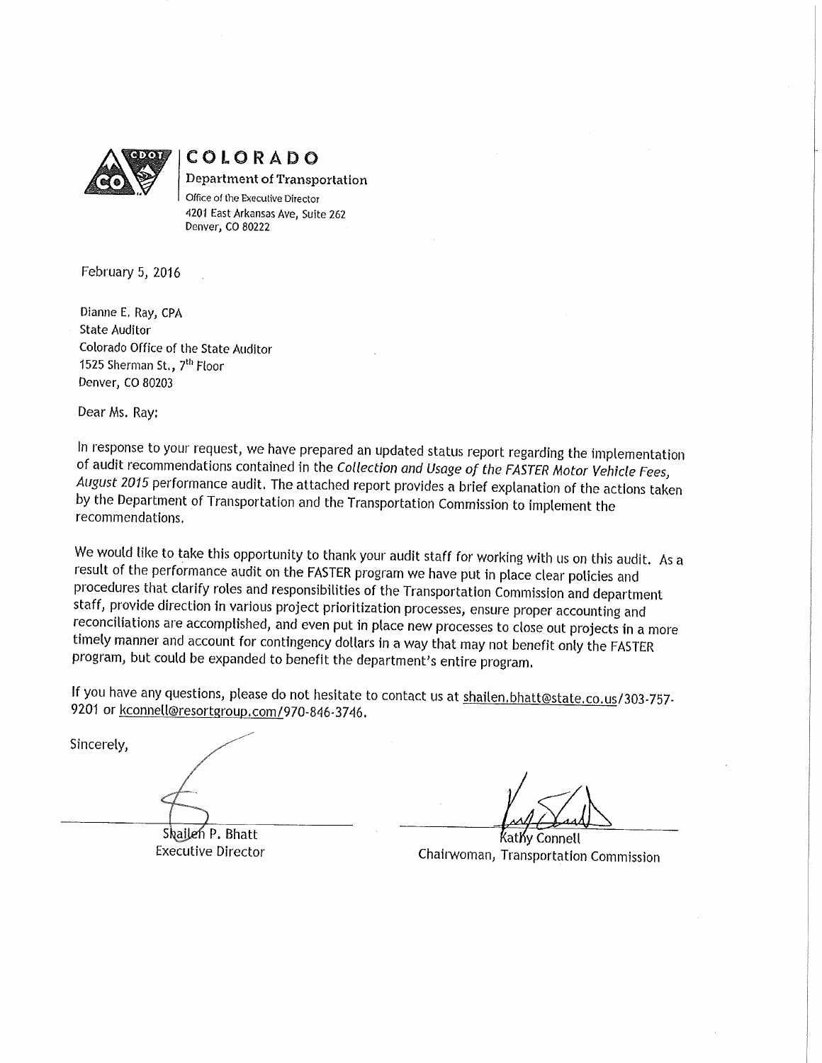**COLORADO**
Department of Transportation
Office of the Executive Director
4201 East Arkansas Ave, Suite 262
Denver, CO 80222

February 5, 2016

Dianne E. Ray, CPA
State Auditor
Colorado Office of the State Auditor
1525 Sherman St., 7th Floor
Denver, CO 80203

Dear Ms. Ray:

In response to your request, we have prepared an updated status report regarding the implementation of audit recommendations contained in the *Collection and Usage of the FASTER Motor Vehicle Fees, August 2015* performance audit. The attached report provides a brief explanation of the actions taken by the Department of Transportation and the Transportation Commission to implement the recommendations.

We would like to take this opportunity to thank your audit staff for working with us on this audit. As a result of the performance audit on the FASTER program we have put in place clear policies and procedures that clarify roles and responsibilities of the Transportation Commission and department staff, provide direction in various project prioritization processes, ensure proper accounting and reconciliations are accomplished, and even put in place new processes to close out projects in a more timely manner and account for contingency dollars in a way that may not benefit only the FASTER program, but could be expanded to benefit the department's entire program.

If you have any questions, please do not hesitate to contact us at shailen.bhatt@state.co.us/303-757-9201 or kconnell@resortgroup.com/970-846-3746.

Sincerely,

Shailen P. Bhatt
Executive Director

Kathy Connell
Chairwoman, Transportation Commission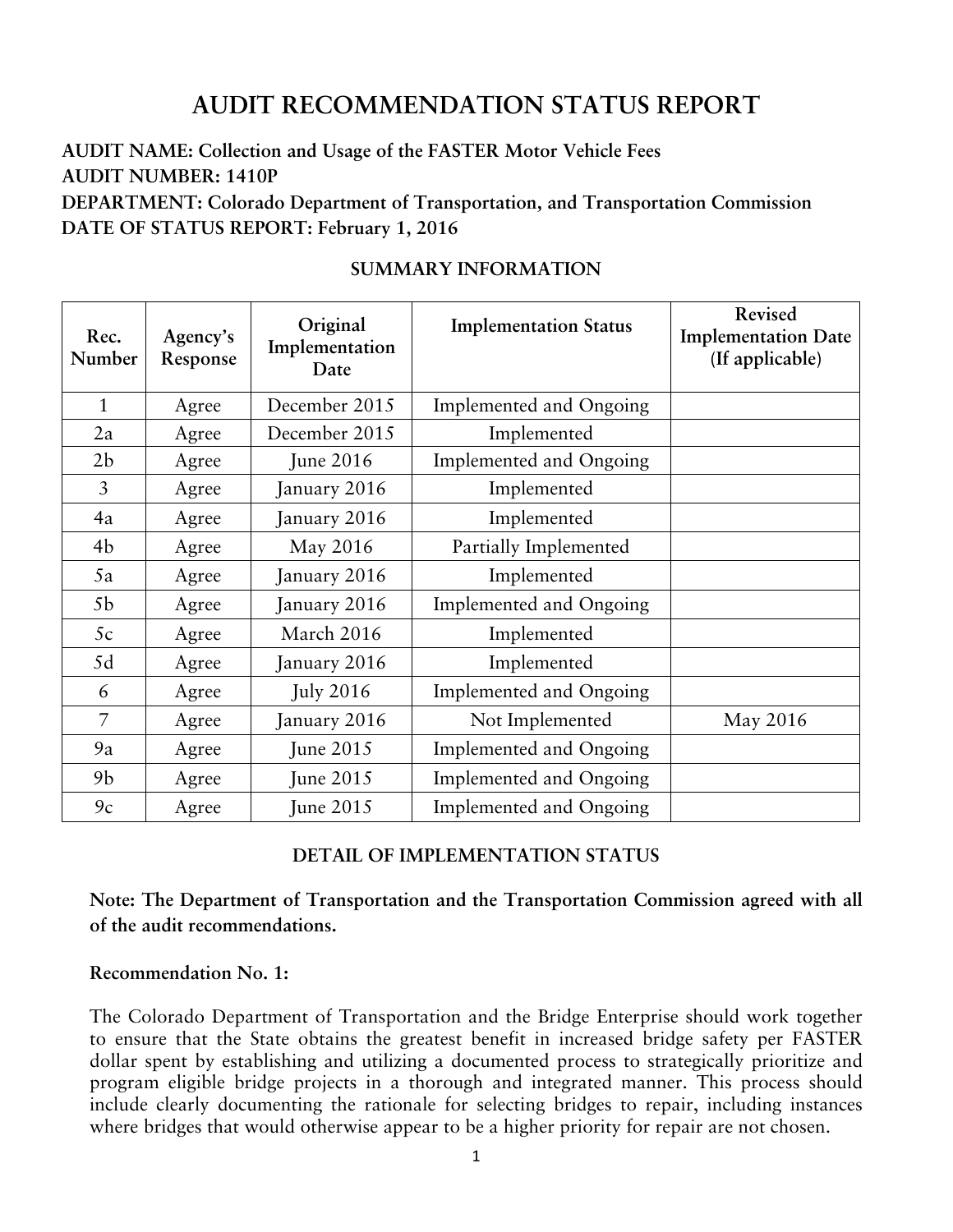# AUDIT RECOMMENDATION STATUS REPORT

**AUDIT NAME: Collection and Usage of the FASTER Motor Vehicle Fees**
**AUDIT NUMBER: 1410P**
**DEPARTMENT: Colorado Department of Transportation, and Transportation Commission**
**DATE OF STATUS REPORT: February 1, 2016**

## SUMMARY INFORMATION

| Rec. Number | Agency's Response | Original Implementation Date | Implementation Status | Revised Implementation Date (If applicable) |
|---|---|---|---|---|
| 1 | Agree | December 2015 | Implemented and Ongoing | |
| 2a | Agree | December 2015 | Implemented | |
| 2b | Agree | June 2016 | Implemented and Ongoing | |
| 3 | Agree | January 2016 | Implemented | |
| 4a | Agree | January 2016 | Implemented | |
| 4b | Agree | May 2016 | Partially Implemented | |
| 5a | Agree | January 2016 | Implemented | |
| 5b | Agree | January 2016 | Implemented and Ongoing | |
| 5c | Agree | March 2016 | Implemented | |
| 5d | Agree | January 2016 | Implemented | |
| 6 | Agree | July 2016 | Implemented and Ongoing | |
| 7 | Agree | January 2016 | Not Implemented | May 2016 |
| 9a | Agree | June 2015 | Implemented and Ongoing | |
| 9b | Agree | June 2015 | Implemented and Ongoing | |
| 9c | Agree | June 2015 | Implemented and Ongoing | |

## DETAIL OF IMPLEMENTATION STATUS

**Note: The Department of Transportation and the Transportation Commission agreed with all of the audit recommendations.**

**Recommendation No. 1:**

The Colorado Department of Transportation and the Bridge Enterprise should work together to ensure that the State obtains the greatest benefit in increased bridge safety per FASTER dollar spent by establishing and utilizing a documented process to strategically prioritize and program eligible bridge projects in a thorough and integrated manner. This process should include clearly documenting the rationale for selecting bridges to repair, including instances where bridges that would otherwise appear to be a higher priority for repair are not chosen.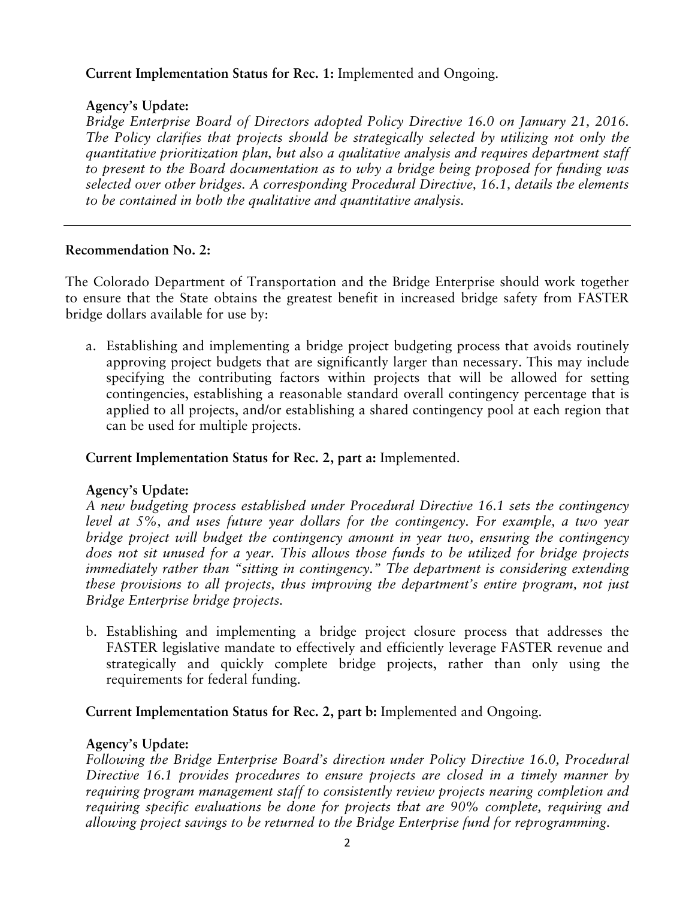**Current Implementation Status for Rec. 1:** Implemented and Ongoing.

**Agency's Update:**
*Bridge Enterprise Board of Directors adopted Policy Directive 16.0 on January 21, 2016. The Policy clarifies that projects should be strategically selected by utilizing not only the quantitative prioritization plan, but also a qualitative analysis and requires department staff to present to the Board documentation as to why a bridge being proposed for funding was selected over other bridges. A corresponding Procedural Directive, 16.1, details the elements to be contained in both the qualitative and quantitative analysis.*

---

**Recommendation No. 2:**

The Colorado Department of Transportation and the Bridge Enterprise should work together to ensure that the State obtains the greatest benefit in increased bridge safety from FASTER bridge dollars available for use by:

a. Establishing and implementing a bridge project budgeting process that avoids routinely approving project budgets that are significantly larger than necessary. This may include specifying the contributing factors within projects that will be allowed for setting contingencies, establishing a reasonable standard overall contingency percentage that is applied to all projects, and/or establishing a shared contingency pool at each region that can be used for multiple projects.

**Current Implementation Status for Rec. 2, part a:** Implemented.

**Agency's Update:**
*A new budgeting process established under Procedural Directive 16.1 sets the contingency level at 5%, and uses future year dollars for the contingency. For example, a two year bridge project will budget the contingency amount in year two, ensuring the contingency does not sit unused for a year. This allows those funds to be utilized for bridge projects immediately rather than "sitting in contingency." The department is considering extending these provisions to all projects, thus improving the department's entire program, not just Bridge Enterprise bridge projects.*

b. Establishing and implementing a bridge project closure process that addresses the FASTER legislative mandate to effectively and efficiently leverage FASTER revenue and strategically and quickly complete bridge projects, rather than only using the requirements for federal funding.

**Current Implementation Status for Rec. 2, part b:** Implemented and Ongoing.

**Agency's Update:**
*Following the Bridge Enterprise Board's direction under Policy Directive 16.0, Procedural Directive 16.1 provides procedures to ensure projects are closed in a timely manner by requiring program management staff to consistently review projects nearing completion and requiring specific evaluations be done for projects that are 90% complete, requiring and allowing project savings to be returned to the Bridge Enterprise fund for reprogramming.*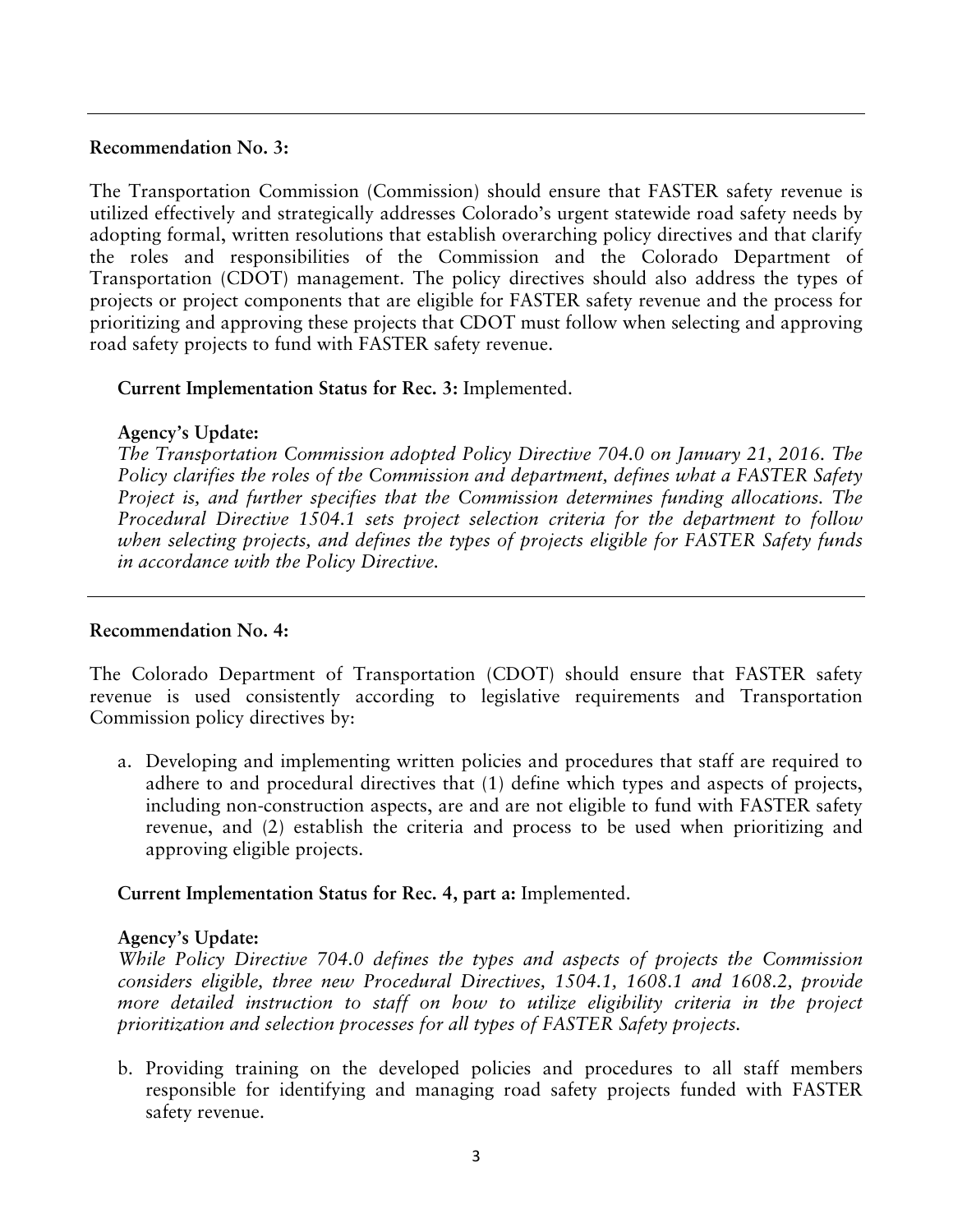---

**Recommendation No. 3:**

The Transportation Commission (Commission) should ensure that FASTER safety revenue is utilized effectively and strategically addresses Colorado's urgent statewide road safety needs by adopting formal, written resolutions that establish overarching policy directives and that clarify the roles and responsibilities of the Commission and the Colorado Department of Transportation (CDOT) management. The policy directives should also address the types of projects or project components that are eligible for FASTER safety revenue and the process for prioritizing and approving these projects that CDOT must follow when selecting and approving road safety projects to fund with FASTER safety revenue.

**Current Implementation Status for Rec. 3:** Implemented.

**Agency's Update:**
*The Transportation Commission adopted Policy Directive 704.0 on January 21, 2016. The Policy clarifies the roles of the Commission and department, defines what a FASTER Safety Project is, and further specifies that the Commission determines funding allocations. The Procedural Directive 1504.1 sets project selection criteria for the department to follow when selecting projects, and defines the types of projects eligible for FASTER Safety funds in accordance with the Policy Directive.*

---

**Recommendation No. 4:**

The Colorado Department of Transportation (CDOT) should ensure that FASTER safety revenue is used consistently according to legislative requirements and Transportation Commission policy directives by:

a. Developing and implementing written policies and procedures that staff are required to adhere to and procedural directives that (1) define which types and aspects of projects, including non-construction aspects, are and are not eligible to fund with FASTER safety revenue, and (2) establish the criteria and process to be used when prioritizing and approving eligible projects.

**Current Implementation Status for Rec. 4, part a:** Implemented.

**Agency's Update:**
*While Policy Directive 704.0 defines the types and aspects of projects the Commission considers eligible, three new Procedural Directives, 1504.1, 1608.1 and 1608.2, provide more detailed instruction to staff on how to utilize eligibility criteria in the project prioritization and selection processes for all types of FASTER Safety projects.*

b. Providing training on the developed policies and procedures to all staff members responsible for identifying and managing road safety projects funded with FASTER safety revenue.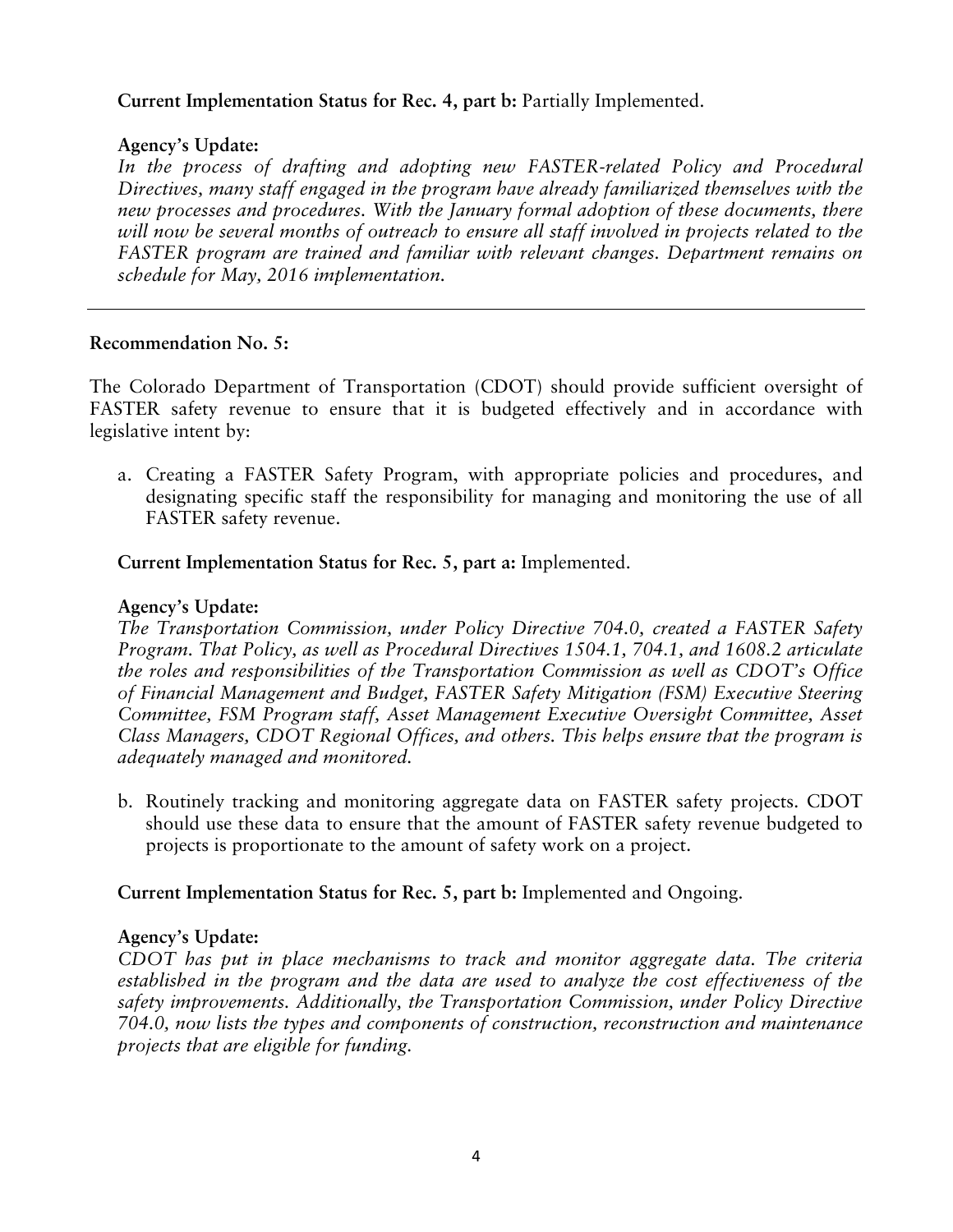**Current Implementation Status for Rec. 4, part b:** Partially Implemented.

**Agency's Update:**
*In the process of drafting and adopting new FASTER-related Policy and Procedural Directives, many staff engaged in the program have already familiarized themselves with the new processes and procedures. With the January formal adoption of these documents, there will now be several months of outreach to ensure all staff involved in projects related to the FASTER program are trained and familiar with relevant changes. Department remains on schedule for May, 2016 implementation.*

---

**Recommendation No. 5:**

The Colorado Department of Transportation (CDOT) should provide sufficient oversight of FASTER safety revenue to ensure that it is budgeted effectively and in accordance with legislative intent by:

a. Creating a FASTER Safety Program, with appropriate policies and procedures, and designating specific staff the responsibility for managing and monitoring the use of all FASTER safety revenue.

**Current Implementation Status for Rec. 5, part a:** Implemented.

**Agency's Update:**
*The Transportation Commission, under Policy Directive 704.0, created a FASTER Safety Program. That Policy, as well as Procedural Directives 1504.1, 704.1, and 1608.2 articulate the roles and responsibilities of the Transportation Commission as well as CDOT's Office of Financial Management and Budget, FASTER Safety Mitigation (FSM) Executive Steering Committee, FSM Program staff, Asset Management Executive Oversight Committee, Asset Class Managers, CDOT Regional Offices, and others. This helps ensure that the program is adequately managed and monitored.*

b. Routinely tracking and monitoring aggregate data on FASTER safety projects. CDOT should use these data to ensure that the amount of FASTER safety revenue budgeted to projects is proportionate to the amount of safety work on a project.

**Current Implementation Status for Rec. 5, part b:** Implemented and Ongoing.

**Agency's Update:**
*CDOT has put in place mechanisms to track and monitor aggregate data. The criteria established in the program and the data are used to analyze the cost effectiveness of the safety improvements. Additionally, the Transportation Commission, under Policy Directive 704.0, now lists the types and components of construction, reconstruction and maintenance projects that are eligible for funding.*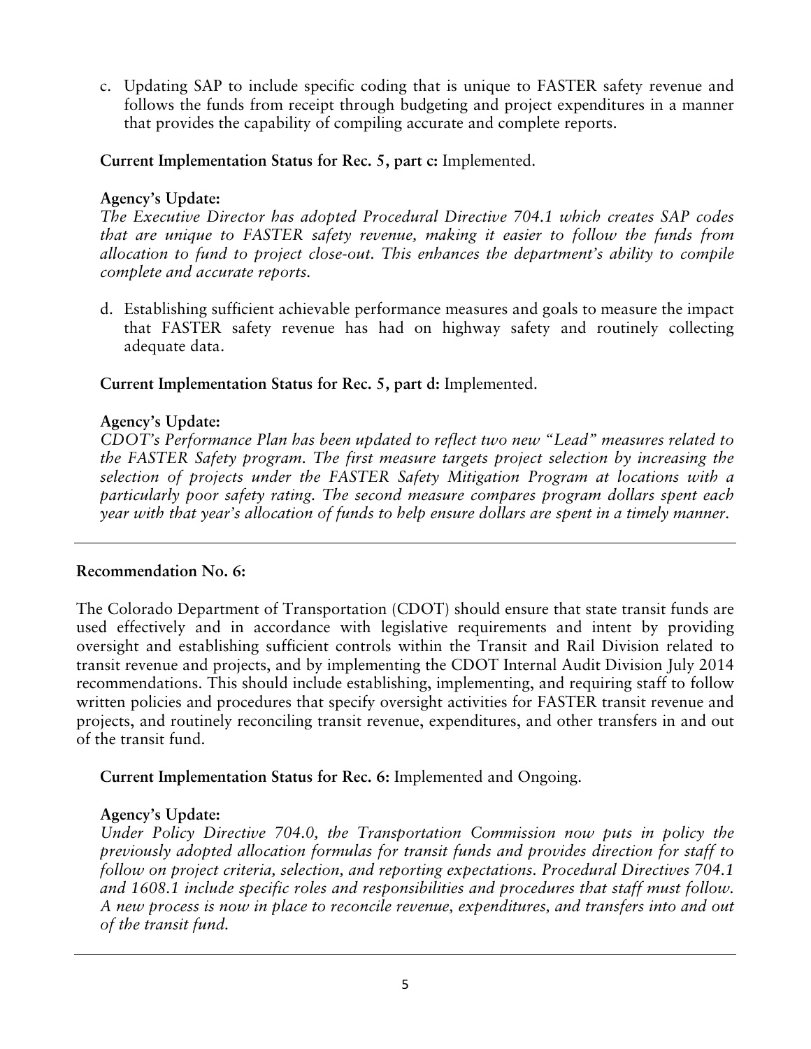c. Updating SAP to include specific coding that is unique to FASTER safety revenue and follows the funds from receipt through budgeting and project expenditures in a manner that provides the capability of compiling accurate and complete reports.

**Current Implementation Status for Rec. 5, part c:** Implemented.

**Agency's Update:**
*The Executive Director has adopted Procedural Directive 704.1 which creates SAP codes that are unique to FASTER safety revenue, making it easier to follow the funds from allocation to fund to project close-out. This enhances the department's ability to compile complete and accurate reports.*

d. Establishing sufficient achievable performance measures and goals to measure the impact that FASTER safety revenue has had on highway safety and routinely collecting adequate data.

**Current Implementation Status for Rec. 5, part d:** Implemented.

**Agency's Update:**
*CDOT's Performance Plan has been updated to reflect two new "Lead" measures related to the FASTER Safety program. The first measure targets project selection by increasing the selection of projects under the FASTER Safety Mitigation Program at locations with a particularly poor safety rating. The second measure compares program dollars spent each year with that year's allocation of funds to help ensure dollars are spent in a timely manner.*

---

**Recommendation No. 6:**

The Colorado Department of Transportation (CDOT) should ensure that state transit funds are used effectively and in accordance with legislative requirements and intent by providing oversight and establishing sufficient controls within the Transit and Rail Division related to transit revenue and projects, and by implementing the CDOT Internal Audit Division July 2014 recommendations. This should include establishing, implementing, and requiring staff to follow written policies and procedures that specify oversight activities for FASTER transit revenue and projects, and routinely reconciling transit revenue, expenditures, and other transfers in and out of the transit fund.

**Current Implementation Status for Rec. 6:** Implemented and Ongoing.

**Agency's Update:**
*Under Policy Directive 704.0, the Transportation Commission now puts in policy the previously adopted allocation formulas for transit funds and provides direction for staff to follow on project criteria, selection, and reporting expectations. Procedural Directives 704.1 and 1608.1 include specific roles and responsibilities and procedures that staff must follow. A new process is now in place to reconcile revenue, expenditures, and transfers into and out of the transit fund.*

---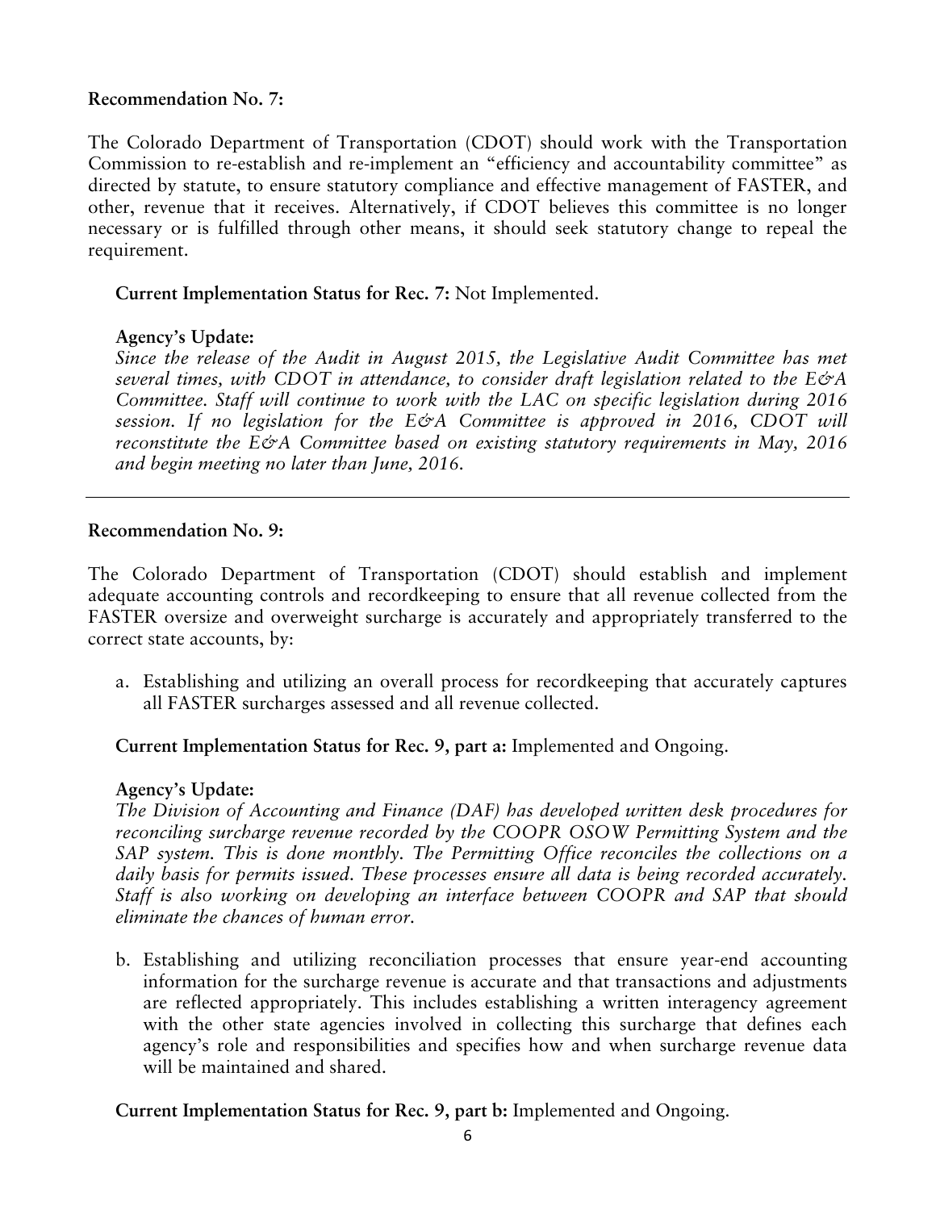**Recommendation No. 7:**

The Colorado Department of Transportation (CDOT) should work with the Transportation Commission to re-establish and re-implement an "efficiency and accountability committee" as directed by statute, to ensure statutory compliance and effective management of FASTER, and other, revenue that it receives. Alternatively, if CDOT believes this committee is no longer necessary or is fulfilled through other means, it should seek statutory change to repeal the requirement.

**Current Implementation Status for Rec. 7:** Not Implemented.

**Agency's Update:**
*Since the release of the Audit in August 2015, the Legislative Audit Committee has met several times, with CDOT in attendance, to consider draft legislation related to the E&A Committee. Staff will continue to work with the LAC on specific legislation during 2016 session. If no legislation for the E&A Committee is approved in 2016, CDOT will reconstitute the E&A Committee based on existing statutory requirements in May, 2016 and begin meeting no later than June, 2016.*

---

**Recommendation No. 9:**

The Colorado Department of Transportation (CDOT) should establish and implement adequate accounting controls and recordkeeping to ensure that all revenue collected from the FASTER oversize and overweight surcharge is accurately and appropriately transferred to the correct state accounts, by:

a. Establishing and utilizing an overall process for recordkeeping that accurately captures all FASTER surcharges assessed and all revenue collected.

**Current Implementation Status for Rec. 9, part a:** Implemented and Ongoing.

**Agency's Update:**
*The Division of Accounting and Finance (DAF) has developed written desk procedures for reconciling surcharge revenue recorded by the COOPR OSOW Permitting System and the SAP system. This is done monthly. The Permitting Office reconciles the collections on a daily basis for permits issued. These processes ensure all data is being recorded accurately. Staff is also working on developing an interface between COOPR and SAP that should eliminate the chances of human error.*

b. Establishing and utilizing reconciliation processes that ensure year-end accounting information for the surcharge revenue is accurate and that transactions and adjustments are reflected appropriately. This includes establishing a written interagency agreement with the other state agencies involved in collecting this surcharge that defines each agency's role and responsibilities and specifies how and when surcharge revenue data will be maintained and shared.

**Current Implementation Status for Rec. 9, part b:** Implemented and Ongoing.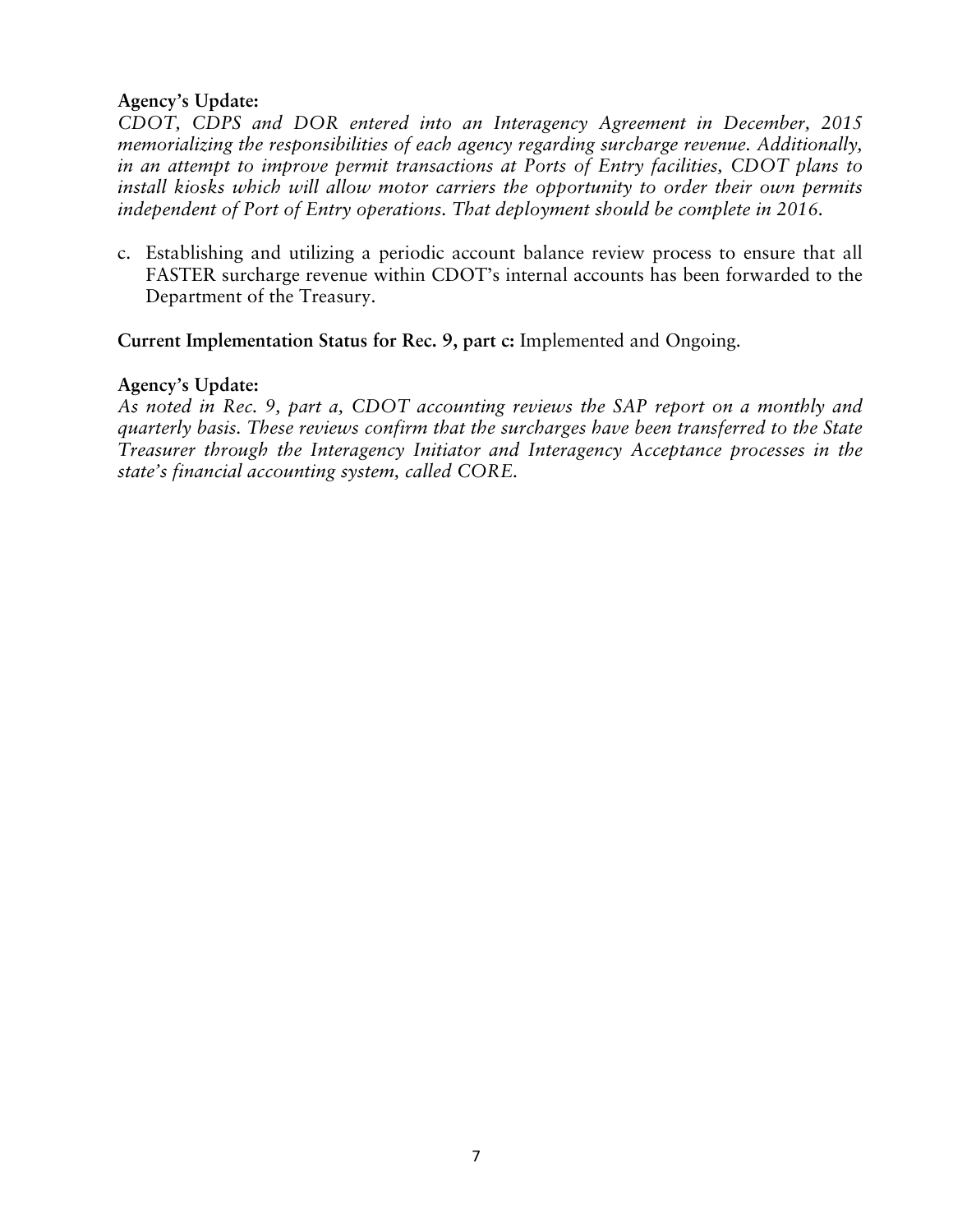**Agency's Update:**
*CDOT, CDPS and DOR entered into an Interagency Agreement in December, 2015 memorializing the responsibilities of each agency regarding surcharge revenue. Additionally, in an attempt to improve permit transactions at Ports of Entry facilities, CDOT plans to install kiosks which will allow motor carriers the opportunity to order their own permits independent of Port of Entry operations. That deployment should be complete in 2016.*

c. Establishing and utilizing a periodic account balance review process to ensure that all FASTER surcharge revenue within CDOT's internal accounts has been forwarded to the Department of the Treasury.

**Current Implementation Status for Rec. 9, part c:** Implemented and Ongoing.

**Agency's Update:**
*As noted in Rec. 9, part a, CDOT accounting reviews the SAP report on a monthly and quarterly basis. These reviews confirm that the surcharges have been transferred to the State Treasurer through the Interagency Initiator and Interagency Acceptance processes in the state's financial accounting system, called CORE.*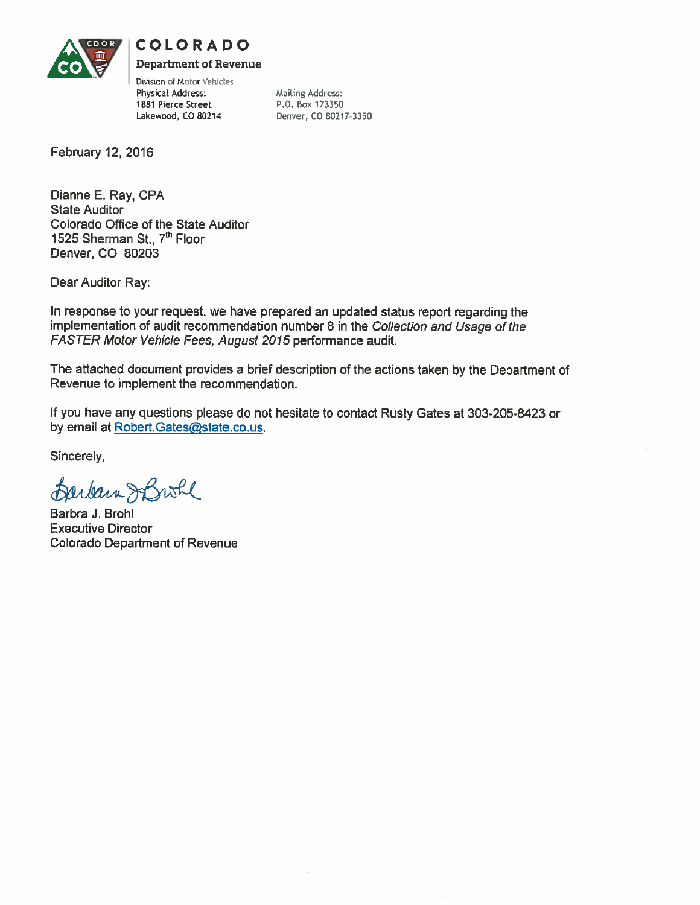**COLORADO**

**Department of Revenue**

Division of Motor Vehicles

Physical Address:
1881 Pierce Street
Lakewood, CO 80214

Mailing Address:
P.O. Box 173350
Denver, CO 80217-3350

February 12, 2016

Dianne E. Ray, CPA
State Auditor
Colorado Office of the State Auditor
1525 Sherman St., 7th Floor
Denver, CO 80203

Dear Auditor Ray:

In response to your request, we have prepared an updated status report regarding the implementation of audit recommendation number 8 in the *Collection and Usage of the FASTER Motor Vehicle Fees, August 2015* performance audit.

The attached document provides a brief description of the actions taken by the Department of Revenue to implement the recommendation.

If you have any questions please do not hesitate to contact Rusty Gates at 303-205-8423 or by email at Robert.Gates@state.co.us.

Sincerely,

Barbra J. Brohl
Executive Director
Colorado Department of Revenue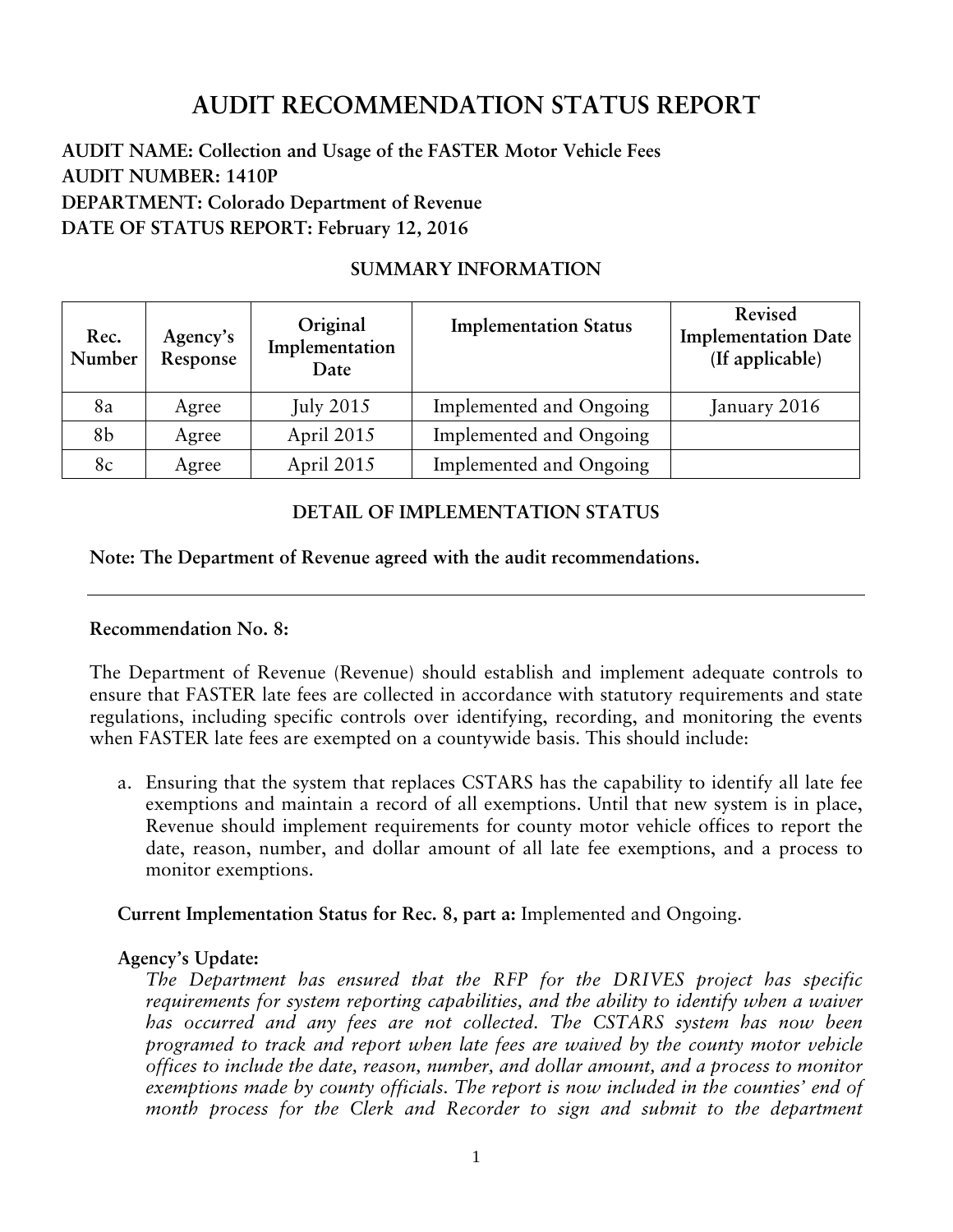# AUDIT RECOMMENDATION STATUS REPORT

**AUDIT NAME: Collection and Usage of the FASTER Motor Vehicle Fees**
**AUDIT NUMBER: 1410P**
**DEPARTMENT: Colorado Department of Revenue**
**DATE OF STATUS REPORT: February 12, 2016**

## SUMMARY INFORMATION

| Rec. Number | Agency's Response | Original Implementation Date | Implementation Status | Revised Implementation Date (If applicable) |
|---|---|---|---|---|
| 8a | Agree | July 2015 | Implemented and Ongoing | January 2016 |
| 8b | Agree | April 2015 | Implemented and Ongoing | |
| 8c | Agree | April 2015 | Implemented and Ongoing | |

## DETAIL OF IMPLEMENTATION STATUS

**Note: The Department of Revenue agreed with the audit recommendations.**

---

**Recommendation No. 8:**

The Department of Revenue (Revenue) should establish and implement adequate controls to ensure that FASTER late fees are collected in accordance with statutory requirements and state regulations, including specific controls over identifying, recording, and monitoring the events when FASTER late fees are exempted on a countywide basis. This should include:

a. Ensuring that the system that replaces CSTARS has the capability to identify all late fee exemptions and maintain a record of all exemptions. Until that new system is in place, Revenue should implement requirements for county motor vehicle offices to report the date, reason, number, and dollar amount of all late fee exemptions, and a process to monitor exemptions.

**Current Implementation Status for Rec. 8, part a:** Implemented and Ongoing.

**Agency's Update:**

*The Department has ensured that the RFP for the DRIVES project has specific requirements for system reporting capabilities, and the ability to identify when a waiver has occurred and any fees are not collected. The CSTARS system has now been programed to track and report when late fees are waived by the county motor vehicle offices to include the date, reason, number, and dollar amount, and a process to monitor exemptions made by county officials. The report is now included in the counties' end of month process for the Clerk and Recorder to sign and submit to the department*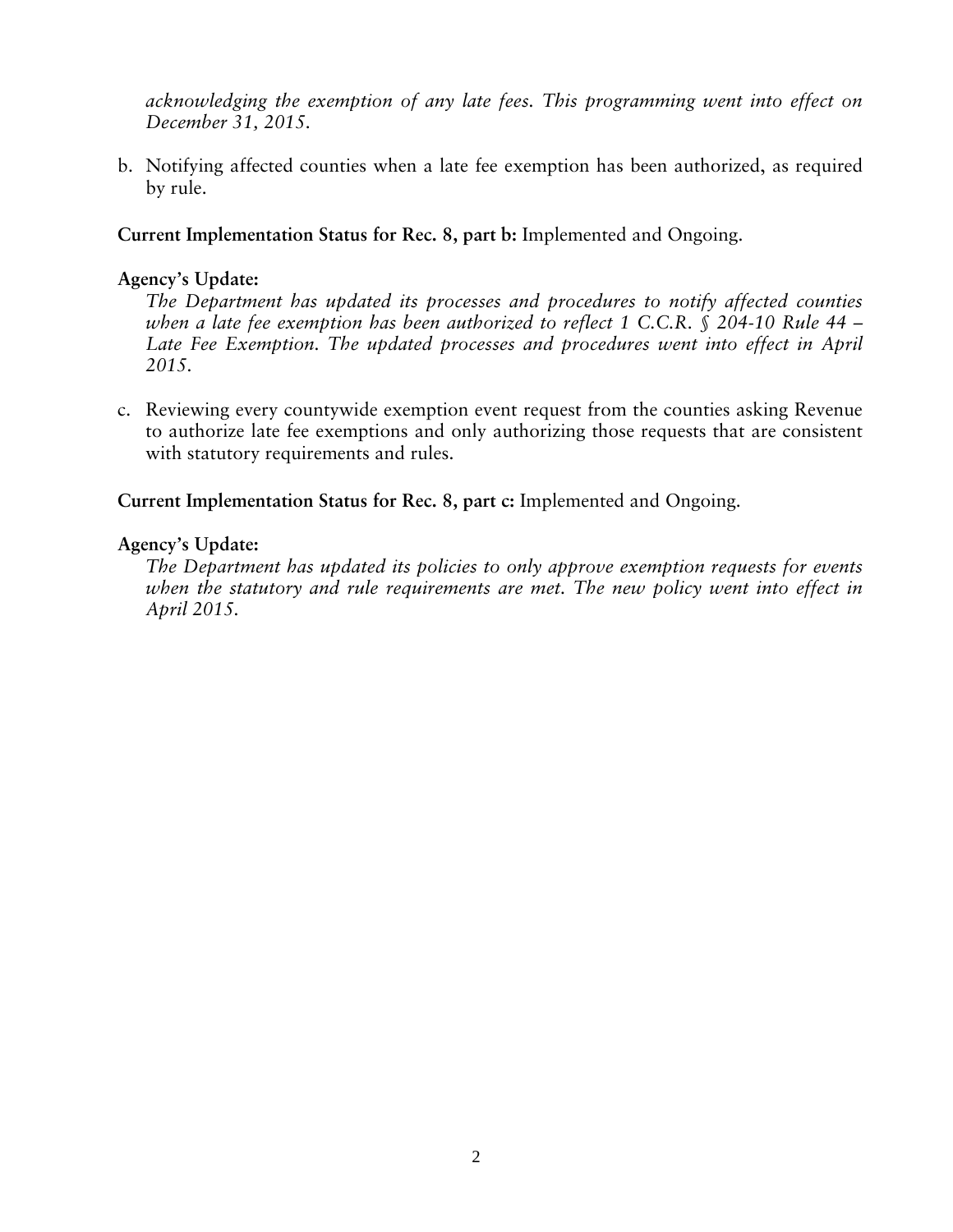*acknowledging the exemption of any late fees. This programming went into effect on December 31, 2015.*

b. Notifying affected counties when a late fee exemption has been authorized, as required by rule.

**Current Implementation Status for Rec. 8, part b:** Implemented and Ongoing.

**Agency's Update:**

*The Department has updated its processes and procedures to notify affected counties when a late fee exemption has been authorized to reflect 1 C.C.R. § 204-10 Rule 44 – Late Fee Exemption. The updated processes and procedures went into effect in April 2015.*

c. Reviewing every countywide exemption event request from the counties asking Revenue to authorize late fee exemptions and only authorizing those requests that are consistent with statutory requirements and rules.

**Current Implementation Status for Rec. 8, part c:** Implemented and Ongoing.

**Agency's Update:**

*The Department has updated its policies to only approve exemption requests for events when the statutory and rule requirements are met. The new policy went into effect in April 2015.*